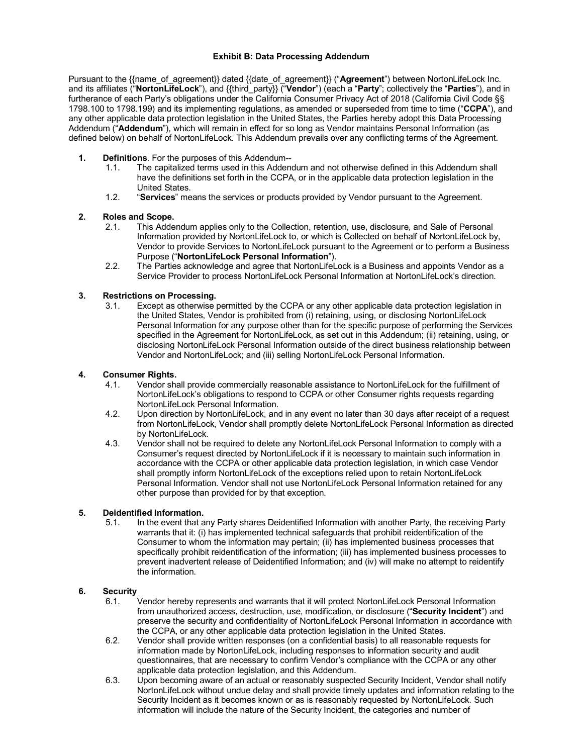# Exhibit B: Data Processing Addendum

Pursuant to the {{name_of_agreement}} dated {{date_of_agreement}} ("**Agreement**") between NortonLifeLock Inc. and its affiliates ("**NortonLifeLock**"), and {{third_party}} ("**Vendor**") (each a "**Party**"; collectively the "**Parties**"), and in furtherance of each Party's obligations under the California Consumer Privacy Act of 2018 (California Civil Code §§ 1798.100 to 1798.199) and its implementing regulations, as amended or superseded from time to time ("**CCPA**"), and any other applicable data protection legislation in the United States, the Parties hereby adopt this Data Processing Addendum ("**Addendum**"), which will remain in effect for so long as Vendor maintains Personal Information (as defined below) on behalf of NortonLifeLock. This Addendum prevails over any conflicting terms of the Agreement.

1. **Definitions**. For the purposes of this Addendum--
   1.1. The capitalized terms used in this Addendum and not otherwise defined in this Addendum shall have the definitions set forth in the CCPA, or in the applicable data protection legislation in the United States.
   1.2. "**Services**" means the services or products provided by Vendor pursuant to the Agreement.

2. **Roles and Scope.**
   2.1. This Addendum applies only to the Collection, retention, use, disclosure, and Sale of Personal Information provided by NortonLifeLock to, or which is Collected on behalf of NortonLifeLock by, Vendor to provide Services to NortonLifeLock pursuant to the Agreement or to perform a Business Purpose ("**NortonLifeLock Personal Information**").
   2.2. The Parties acknowledge and agree that NortonLifeLock is a Business and appoints Vendor as a Service Provider to process NortonLifeLock Personal Information at NortonLifeLock's direction.

3. **Restrictions on Processing.**
   3.1. Except as otherwise permitted by the CCPA or any other applicable data protection legislation in the United States, Vendor is prohibited from (i) retaining, using, or disclosing NortonLifeLock Personal Information for any purpose other than for the specific purpose of performing the Services specified in the Agreement for NortonLifeLock, as set out in this Addendum; (ii) retaining, using, or disclosing NortonLifeLock Personal Information outside of the direct business relationship between Vendor and NortonLifeLock; and (iii) selling NortonLifeLock Personal Information.

4. **Consumer Rights.**
   4.1. Vendor shall provide commercially reasonable assistance to NortonLifeLock for the fulfillment of NortonLifeLock's obligations to respond to CCPA or other Consumer rights requests regarding NortonLifeLock Personal Information.
   4.2. Upon direction by NortonLifeLock, and in any event no later than 30 days after receipt of a request from NortonLifeLock, Vendor shall promptly delete NortonLifeLock Personal Information as directed by NortonLifeLock.
   4.3. Vendor shall not be required to delete any NortonLifeLock Personal Information to comply with a Consumer's request directed by NortonLifeLock if it is necessary to maintain such information in accordance with the CCPA or other applicable data protection legislation, in which case Vendor shall promptly inform NortonLifeLock of the exceptions relied upon to retain NortonLifeLock Personal Information. Vendor shall not use NortonLifeLock Personal Information retained for any other purpose than provided for by that exception.

5. **Deidentified Information.**
   5.1. In the event that any Party shares Deidentified Information with another Party, the receiving Party warrants that it: (i) has implemented technical safeguards that prohibit reidentification of the Consumer to whom the information may pertain; (ii) has implemented business processes that specifically prohibit reidentification of the information; (iii) has implemented business processes to prevent inadvertent release of Deidentified Information; and (iv) will make no attempt to reidentify the information.

6. **Security**
   6.1. Vendor hereby represents and warrants that it will protect NortonLifeLock Personal Information from unauthorized access, destruction, use, modification, or disclosure ("**Security Incident**") and preserve the security and confidentiality of NortonLifeLock Personal Information in accordance with the CCPA, or any other applicable data protection legislation in the United States.
   6.2. Vendor shall provide written responses (on a confidential basis) to all reasonable requests for information made by NortonLifeLock, including responses to information security and audit questionnaires, that are necessary to confirm Vendor's compliance with the CCPA or any other applicable data protection legislation, and this Addendum.
   6.3. Upon becoming aware of an actual or reasonably suspected Security Incident, Vendor shall notify NortonLifeLock without undue delay and shall provide timely updates and information relating to the Security Incident as it becomes known or as is reasonably requested by NortonLifeLock. Such information will include the nature of the Security Incident, the categories and number of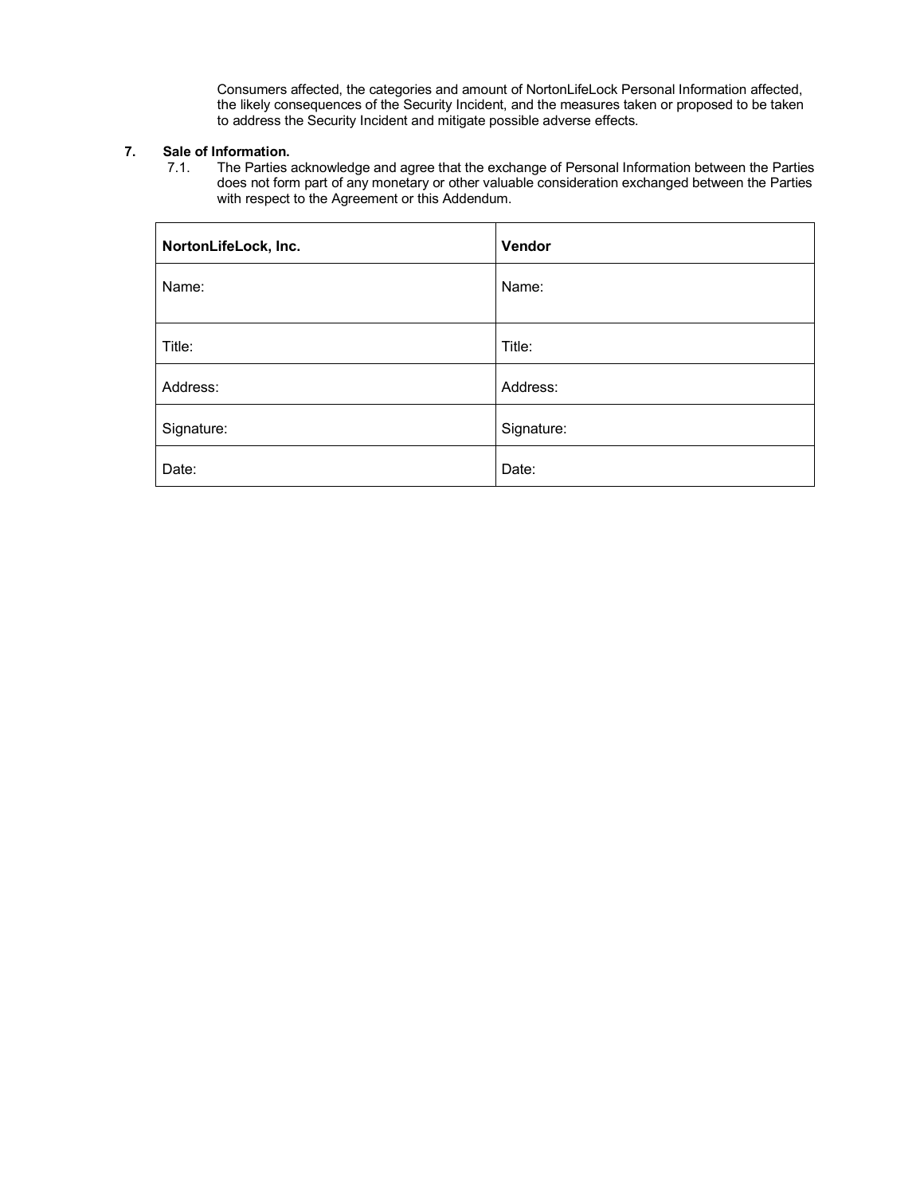Consumers affected, the categories and amount of NortonLifeLock Personal Information affected, the likely consequences of the Security Incident, and the measures taken or proposed to be taken to address the Security Incident and mitigate possible adverse effects.

**7. Sale of Information.**

7.1. The Parties acknowledge and agree that the exchange of Personal Information between the Parties does not form part of any monetary or other valuable consideration exchanged between the Parties with respect to the Agreement or this Addendum.

| **NortonLifeLock, Inc.** | **Vendor** |
|---|---|
| Name: | Name: |
| Title: | Title: |
| Address: | Address: |
| Signature: | Signature: |
| Date: | Date: |